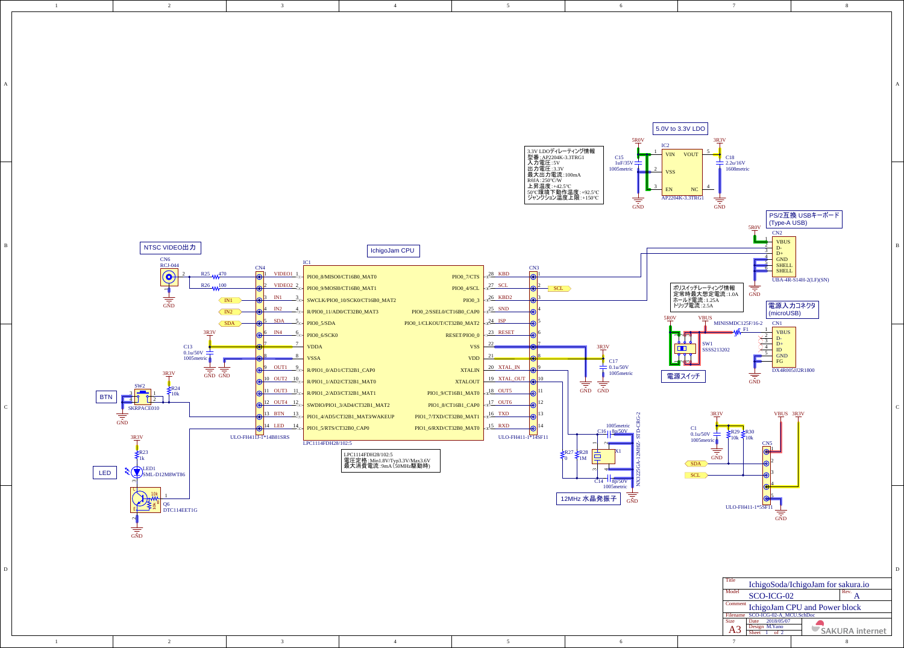## 5.0V to 3.3V LDO

3.3V LDOディレーティング情報
型番：AP2204K-3.3TRG1
入力電圧：5V
出力電圧：3.3V
最大出力電流：100mA
RθJA：250℃/W
上昇温度：+42.5℃
50℃環境下動作温度：+92.5℃
ジャンクション温度上限：+150℃

IC2 AP2204K-3.3TRG1: VIN, VOUT, VSS, EN, NC
C15 1uF/35V 1005metric
C18 2.2u/16V 1608metric

## PS/2互換 USBキーボード (Type-A USB)

CN2 UBA-4R-S14H-2(LF)(SN): VBUS, D-, D+, GND, SHELL, SHELL

## NTSC VIDEO出力

CN6 RCJ-044
R25 470
R26 100

## IchigoJam CPU

IC1 LPC1114FDH28/102:5

| Pin | Name | Name | Pin |
|---|---|---|---|
| 1 VIDEO1 | PIO0_8/MISO0/CT16B0_MAT0 | PIO0_7/CTS | 28 KBD |
| 2 VIDEO2 | PIO0_9/MOSI0/CT16B0_MAT1 | PIO0_4/SCL | 27 SCL |
| 3 IN1 | SWCLK/PIO0_10/SCK0/CT16B0_MAT2 | PIO0_3 | 26 KBD2 |
| 4 IN2 | R/PIO0_11/AD0/CT32B0_MAT3 | PIO0_2/SSEL0/CT16B0_CAP0 | 25 SND |
| 5 SDA | PIO0_5/SDA | PIO0_1/CLKOUT/CT32B0_MAT2 | 24 ISP |
| 6 IN4 | PIO0_6/SCK0 | RESET/PIO0_0 | 23 RESET |
| 7 | VDDA | VSS | 22 |
| 8 | VSSA | VDD | 21 |
| 9 OUT1 | R/PIO1_0/AD1/CT32B1_CAP0 | XTALIN | 20 XTAL_IN |
| 10 OUT2 | R/PIO1_1/AD2/CT32B1_MAT0 | XTALOUT | 19 XTAL_OUT |
| 11 OUT3 | R/PIO1_2/AD3/CT32B1_MAT1 | PIO1_9/CT16B1_MAT0 | 18 OUT5 |
| 12 OUT4 | SWDIO/PIO1_3/AD4/CT32B1_MAT2 | PIO1_8/CT16B1_CAP0 | 17 OUT6 |
| 13 BTN | PIO1_4/AD5/CT32B1_MAT3/WAKEUP | PIO1_7/TXD/CT32B0_MAT1 | 16 TXD |
| 14 LED | PIO1_5/RTS/CT32B0_CAP0 | PIO1_6/RXD/CT32B0_MAT0 | 15 RXD |

CN4 ULO-FH411J-1*14B81SRS
CN3 ULO-FH411-1*14SF11

LPC1114FDH28/102:5
電圧定格：Min1.8V/Typ3.3V/Max3.6V
最大消費電流：9mA（50MHz駆動時）

C13 0.1u/50V 1005metric
C17 0.1u/50V 1005metric

BTN: SW2 SKRPACE010, R24 10k
LED: R23 1k, LED1 SML-D12M8WT86, Q6 DTC114EET1G

ポリスイッチディレーティング情報
定常時最大想定電流：1.0A
ホールド電流：1.25A
トリップ電流：2.5A

F1 MINISMDC125F/16-2
SW1 SSSS213202

## 電源スイッチ

## 電源入力コネクタ (microUSB)

CN1 DX4R005JJ2R1800: VBUS, D-, D+, ID, GND, FG

## 12MHz 水晶発振子

X1 NX3225GA-12MHZ-STD-CRG-2
C16 8p/50V 1005metric
C14 8p/50V 1005metric
R27 0
R28 1M

C1 0.1u/50V 1005metric
R29 10k
R30 10k
CN5 ULO-FH411-1*5SF11

| Title | IchigoSoda/IchigoJam for sakura.io |
|---|---|
| Model | SCO-ICG-02 Rev. A |
| Comment | IchigoJam CPU and Power block |
| Filename | SCO-ICG-02-A_MCU.SchDoc |
| Size | A3 |
| Date | 2018/05/07 |
| Design | M.Yano |
| Sheet | 1 of 2 |

SAKURA internet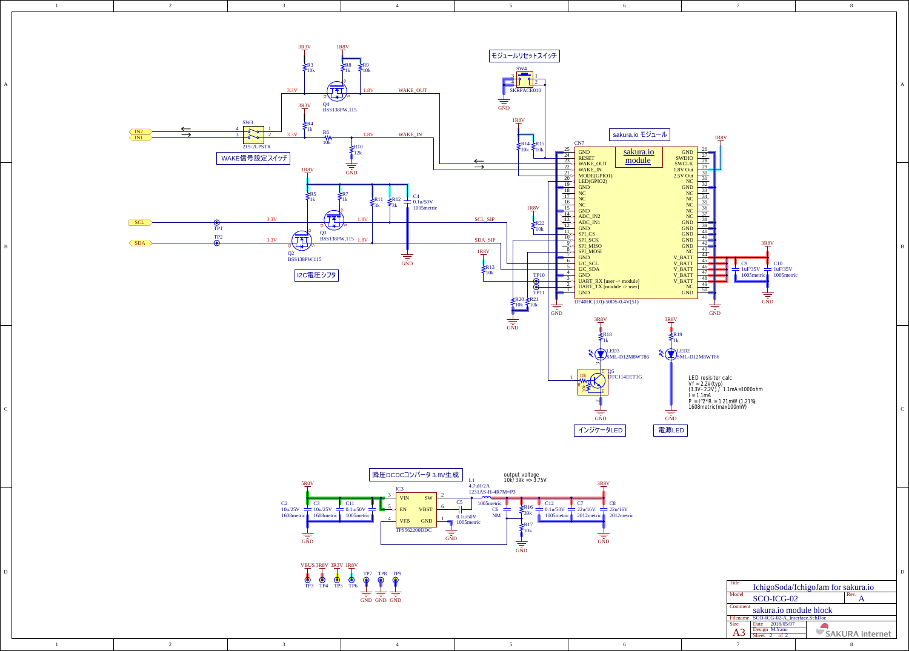モジュールリセットスイッチ

SW4
SKRPACE010

WAKE信号設定スイッチ

SW3
219-2LPSTR

IN2
IN1

R3 10k
R8 1k
R9 10k
Q4 BSS138PW,115
R4 1k
R6 10k
R10 12k

3.3V
1.8V
WAKE_OUT
WAKE_IN

sakura.io モジュール

CN7
DF40HC(3.0)-50DS-0.4V(51)

sakura.io module

| Pin | Left | Right | Pin |
|---|---|---|---|
| 25 | GND | GND | 26 |
| 24 | RESET | SWDIO | 27 |
| 23 | WAKE_OUT | SWCLK | 28 |
| 22 | WAKE_IN | 1.8V Out | 29 |
| 21 | MODE(GPIO1) | 2.5V Out | 30 |
| 20 | LED(GPIO2) | NC | 31 |
| 19 | GND | GND | 32 |
| 18 | NC | NC | 33 |
| 17 | NC | NC | 34 |
| 16 | NC | NC | 35 |
| 15 | GND | NC | 36 |
| 14 | ADC_IN2 | NC | 37 |
| 13 | ADC_IN1 | GND | 38 |
| 12 | GND | GND | 39 |
| 11 | SPI_CS | GND | 40 |
| 10 | SPI_SCK | GND | 41 |
| 9 | SPI_MISO | GND | 42 |
| 8 | SPI_MOSI | NC | 43 |
| 7 | GND | V_BATT | 44 |
| 6 | I2C_SCL | V_BATT | 45 |
| 5 | I2C_SDA | V_BATT | 46 |
| 4 | GND | V_BATT | 47 |
| 3 | UART_RX [user -> module] | V_BATT | 48 |
| 2 | UART_TX [module -> user] | NC | 49 |
| 1 | GND | GND | 50 |

R14 10k
R15 10k
R22 10k
R13 10k
R20 10k
R21 10k
TP10
TP11

C9 1uF/35V 1005metric
C10 1uF/35V 1005metric

I2C電圧シフタ

SCL
SDA
TP1
TP2
R5 1k
R7 1k
R11 3k
R12 3k
C4 0.1u/50V 1005metric
Q2 BSS138PW,115
Q3 BSS138PW,115
SCL_SIP
SDA_SIP

R18 1k
R19 1k
LED3 SML-D12M8WT86
LED2 SML-D12M8WT86
Q5 DTC114EET1G

インジケータLED

電源LED

LED resisiter calc
Vf = 2.2V(typ)
(3.3V- 2.2V) / 1.1mA ≒1000ohm
I = 1.1mA
P = I^2*R = 1.21mW (1.21%)
1608metric(max100mW)

降圧DCDCコンバータ 3.8V生成

output voltage
10k/ 39k => 3.75V

IC3
TPS562200DDC
VIN SW
EN VBST
VFB GND

L1
4.7uH/2A
1231AS-H-4R7M=P3

C2 10u/25V 1608metric
C3 10u/25V 1608metric
C11 0.1u/50V 1005metric
C5 0.1u/50V 1005metric
C6 1005metric NM
R16 39k
R17 10k
C12 0.1u/50V 1005metric
C7 22u/16V 2012metric
C8 22u/16V 2012metric

5R0V
3R8V
3R3V
1R8V
VBUS
GND

TP3 TP4 TP5 TP6 TP7 TP8 TP9

| | |
|---|---|
| Title | IchigoSoda/IchigoJam for sakura.io |
| Model | SCO-ICG-02 |
| Rev. | A |
| Comment | sakura.io module block |
| Filename | SCO-ICG-02-A_Interface.SchDoc |
| Size | A3 |
| Date | 2018/05/07 |
| Design | M.Yano |
| Sheet | 2 of 2 |

SAKURA internet